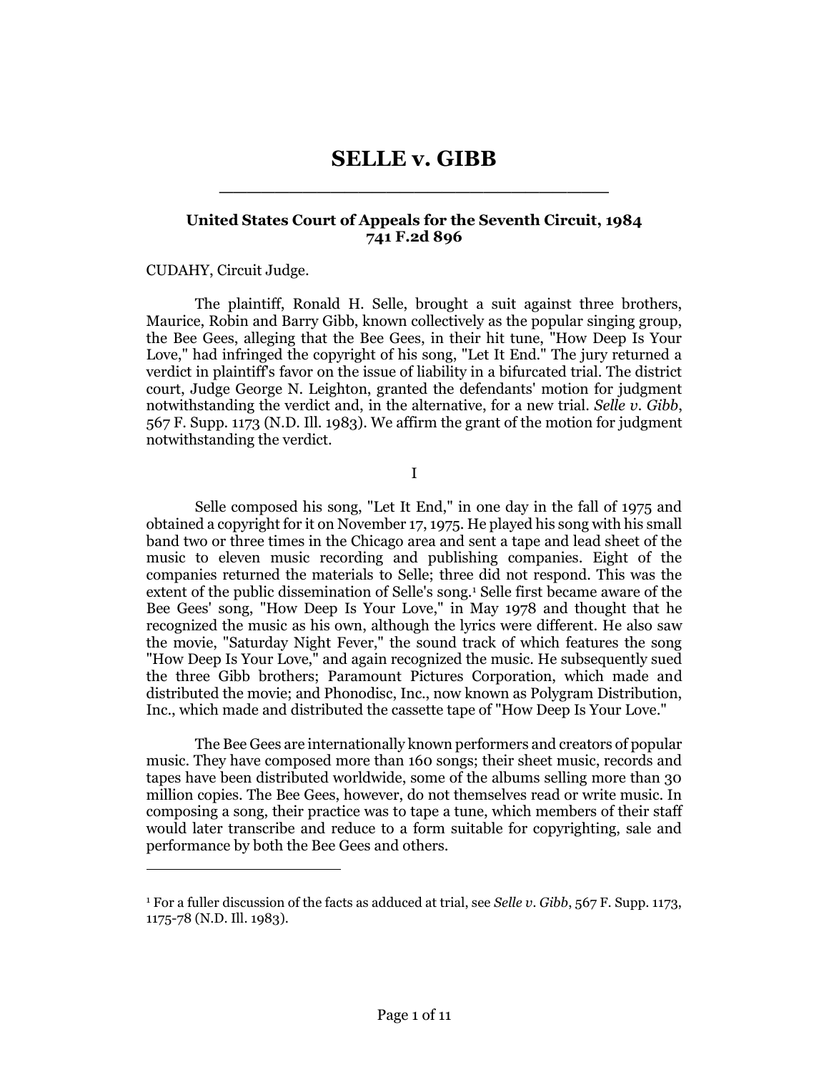# SELLE v. GIBB

---

**United States Court of Appeals for the Seventh Circuit, 1984**
**741 F.2d 896**

CUDAHY, Circuit Judge.

The plaintiff, Ronald H. Selle, brought a suit against three brothers, Maurice, Robin and Barry Gibb, known collectively as the popular singing group, the Bee Gees, alleging that the Bee Gees, in their hit tune, "How Deep Is Your Love," had infringed the copyright of his song, "Let It End." The jury returned a verdict in plaintiff's favor on the issue of liability in a bifurcated trial. The district court, Judge George N. Leighton, granted the defendants' motion for judgment notwithstanding the verdict and, in the alternative, for a new trial. *Selle v. Gibb*, 567 F. Supp. 1173 (N.D. Ill. 1983). We affirm the grant of the motion for judgment notwithstanding the verdict.

I

Selle composed his song, "Let It End," in one day in the fall of 1975 and obtained a copyright for it on November 17, 1975. He played his song with his small band two or three times in the Chicago area and sent a tape and lead sheet of the music to eleven music recording and publishing companies. Eight of the companies returned the materials to Selle; three did not respond. This was the extent of the public dissemination of Selle's song.[1] Selle first became aware of the Bee Gees' song, "How Deep Is Your Love," in May 1978 and thought that he recognized the music as his own, although the lyrics were different. He also saw the movie, "Saturday Night Fever," the sound track of which features the song "How Deep Is Your Love," and again recognized the music. He subsequently sued the three Gibb brothers; Paramount Pictures Corporation, which made and distributed the movie; and Phonodisc, Inc., now known as Polygram Distribution, Inc., which made and distributed the cassette tape of "How Deep Is Your Love."

The Bee Gees are internationally known performers and creators of popular music. They have composed more than 160 songs; their sheet music, records and tapes have been distributed worldwide, some of the albums selling more than 30 million copies. The Bee Gees, however, do not themselves read or write music. In composing a song, their practice was to tape a tune, which members of their staff would later transcribe and reduce to a form suitable for copyrighting, sale and performance by both the Bee Gees and others.

---

[1] For a fuller discussion of the facts as adduced at trial, see *Selle v. Gibb*, 567 F. Supp. 1173, 1175-78 (N.D. Ill. 1983).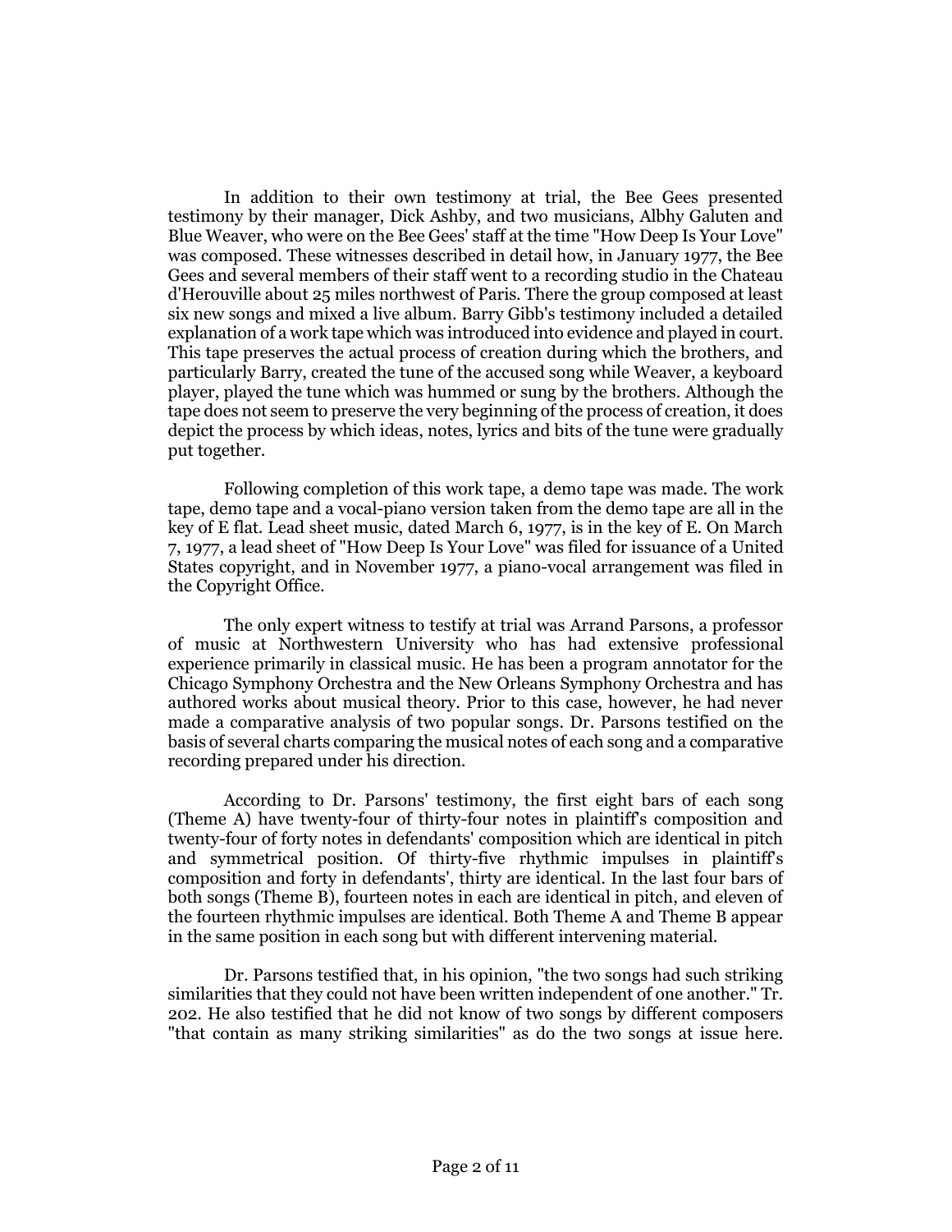In addition to their own testimony at trial, the Bee Gees presented testimony by their manager, Dick Ashby, and two musicians, Albhy Galuten and Blue Weaver, who were on the Bee Gees' staff at the time "How Deep Is Your Love" was composed. These witnesses described in detail how, in January 1977, the Bee Gees and several members of their staff went to a recording studio in the Chateau d'Herouville about 25 miles northwest of Paris. There the group composed at least six new songs and mixed a live album. Barry Gibb's testimony included a detailed explanation of a work tape which was introduced into evidence and played in court. This tape preserves the actual process of creation during which the brothers, and particularly Barry, created the tune of the accused song while Weaver, a keyboard player, played the tune which was hummed or sung by the brothers. Although the tape does not seem to preserve the very beginning of the process of creation, it does depict the process by which ideas, notes, lyrics and bits of the tune were gradually put together.

Following completion of this work tape, a demo tape was made. The work tape, demo tape and a vocal-piano version taken from the demo tape are all in the key of E flat. Lead sheet music, dated March 6, 1977, is in the key of E. On March 7, 1977, a lead sheet of "How Deep Is Your Love" was filed for issuance of a United States copyright, and in November 1977, a piano-vocal arrangement was filed in the Copyright Office.

The only expert witness to testify at trial was Arrand Parsons, a professor of music at Northwestern University who has had extensive professional experience primarily in classical music. He has been a program annotator for the Chicago Symphony Orchestra and the New Orleans Symphony Orchestra and has authored works about musical theory. Prior to this case, however, he had never made a comparative analysis of two popular songs. Dr. Parsons testified on the basis of several charts comparing the musical notes of each song and a comparative recording prepared under his direction.

According to Dr. Parsons' testimony, the first eight bars of each song (Theme A) have twenty-four of thirty-four notes in plaintiff's composition and twenty-four of forty notes in defendants' composition which are identical in pitch and symmetrical position. Of thirty-five rhythmic impulses in plaintiff's composition and forty in defendants', thirty are identical. In the last four bars of both songs (Theme B), fourteen notes in each are identical in pitch, and eleven of the fourteen rhythmic impulses are identical. Both Theme A and Theme B appear in the same position in each song but with different intervening material.

Dr. Parsons testified that, in his opinion, "the two songs had such striking similarities that they could not have been written independent of one another." Tr. 202. He also testified that he did not know of two songs by different composers "that contain as many striking similarities" as do the two songs at issue here.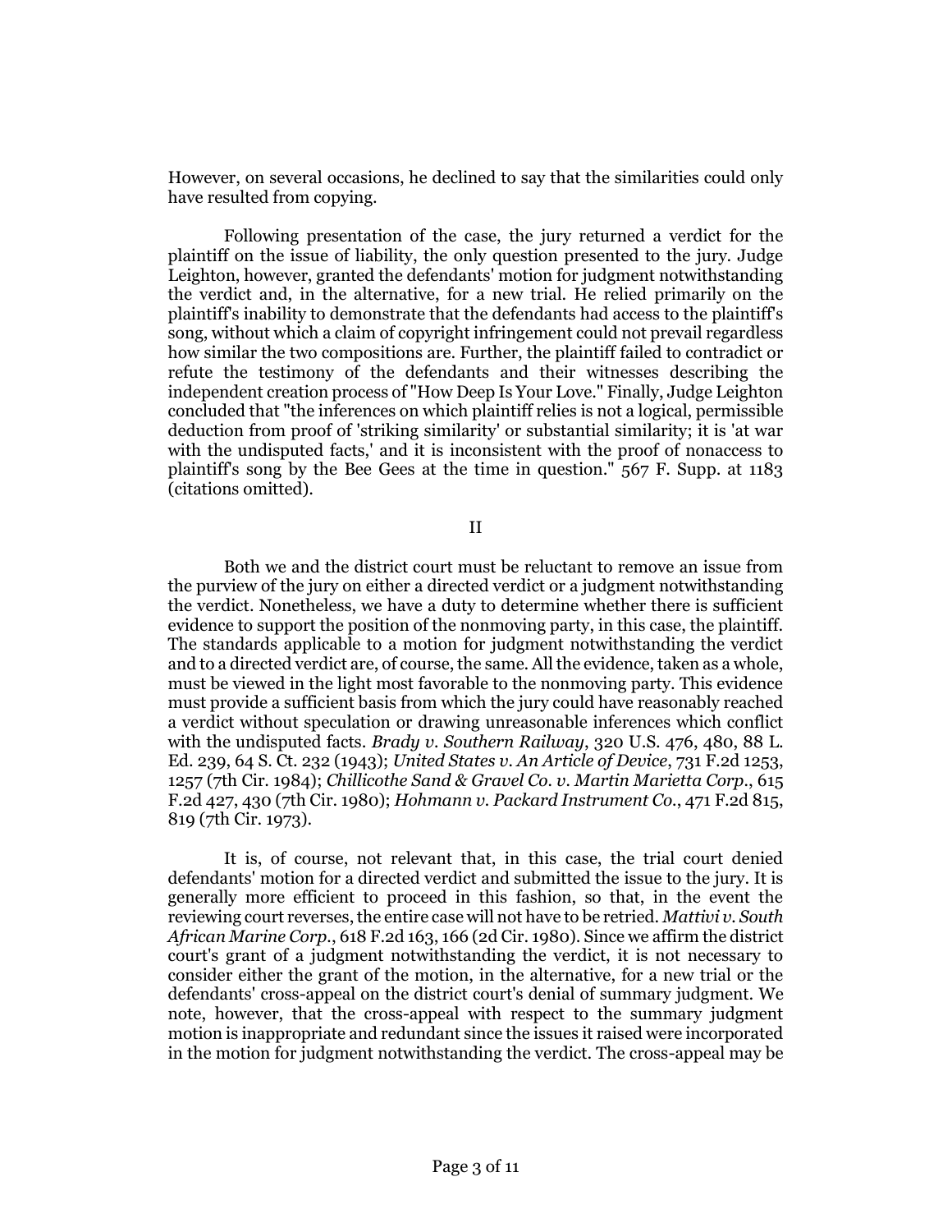However, on several occasions, he declined to say that the similarities could only have resulted from copying.

Following presentation of the case, the jury returned a verdict for the plaintiff on the issue of liability, the only question presented to the jury. Judge Leighton, however, granted the defendants' motion for judgment notwithstanding the verdict and, in the alternative, for a new trial. He relied primarily on the plaintiff's inability to demonstrate that the defendants had access to the plaintiff's song, without which a claim of copyright infringement could not prevail regardless how similar the two compositions are. Further, the plaintiff failed to contradict or refute the testimony of the defendants and their witnesses describing the independent creation process of "How Deep Is Your Love." Finally, Judge Leighton concluded that "the inferences on which plaintiff relies is not a logical, permissible deduction from proof of 'striking similarity' or substantial similarity; it is 'at war with the undisputed facts,' and it is inconsistent with the proof of nonaccess to plaintiff's song by the Bee Gees at the time in question." 567 F. Supp. at 1183 (citations omitted).

## II

Both we and the district court must be reluctant to remove an issue from the purview of the jury on either a directed verdict or a judgment notwithstanding the verdict. Nonetheless, we have a duty to determine whether there is sufficient evidence to support the position of the nonmoving party, in this case, the plaintiff. The standards applicable to a motion for judgment notwithstanding the verdict and to a directed verdict are, of course, the same. All the evidence, taken as a whole, must be viewed in the light most favorable to the nonmoving party. This evidence must provide a sufficient basis from which the jury could have reasonably reached a verdict without speculation or drawing unreasonable inferences which conflict with the undisputed facts. *Brady v. Southern Railway*, 320 U.S. 476, 480, 88 L. Ed. 239, 64 S. Ct. 232 (1943); *United States v. An Article of Device*, 731 F.2d 1253, 1257 (7th Cir. 1984); *Chillicothe Sand & Gravel Co. v. Martin Marietta Corp.*, 615 F.2d 427, 430 (7th Cir. 1980); *Hohmann v. Packard Instrument Co.*, 471 F.2d 815, 819 (7th Cir. 1973).

It is, of course, not relevant that, in this case, the trial court denied defendants' motion for a directed verdict and submitted the issue to the jury. It is generally more efficient to proceed in this fashion, so that, in the event the reviewing court reverses, the entire case will not have to be retried. *Mattivi v. South African Marine Corp.*, 618 F.2d 163, 166 (2d Cir. 1980). Since we affirm the district court's grant of a judgment notwithstanding the verdict, it is not necessary to consider either the grant of the motion, in the alternative, for a new trial or the defendants' cross-appeal on the district court's denial of summary judgment. We note, however, that the cross-appeal with respect to the summary judgment motion is inappropriate and redundant since the issues it raised were incorporated in the motion for judgment notwithstanding the verdict. The cross-appeal may be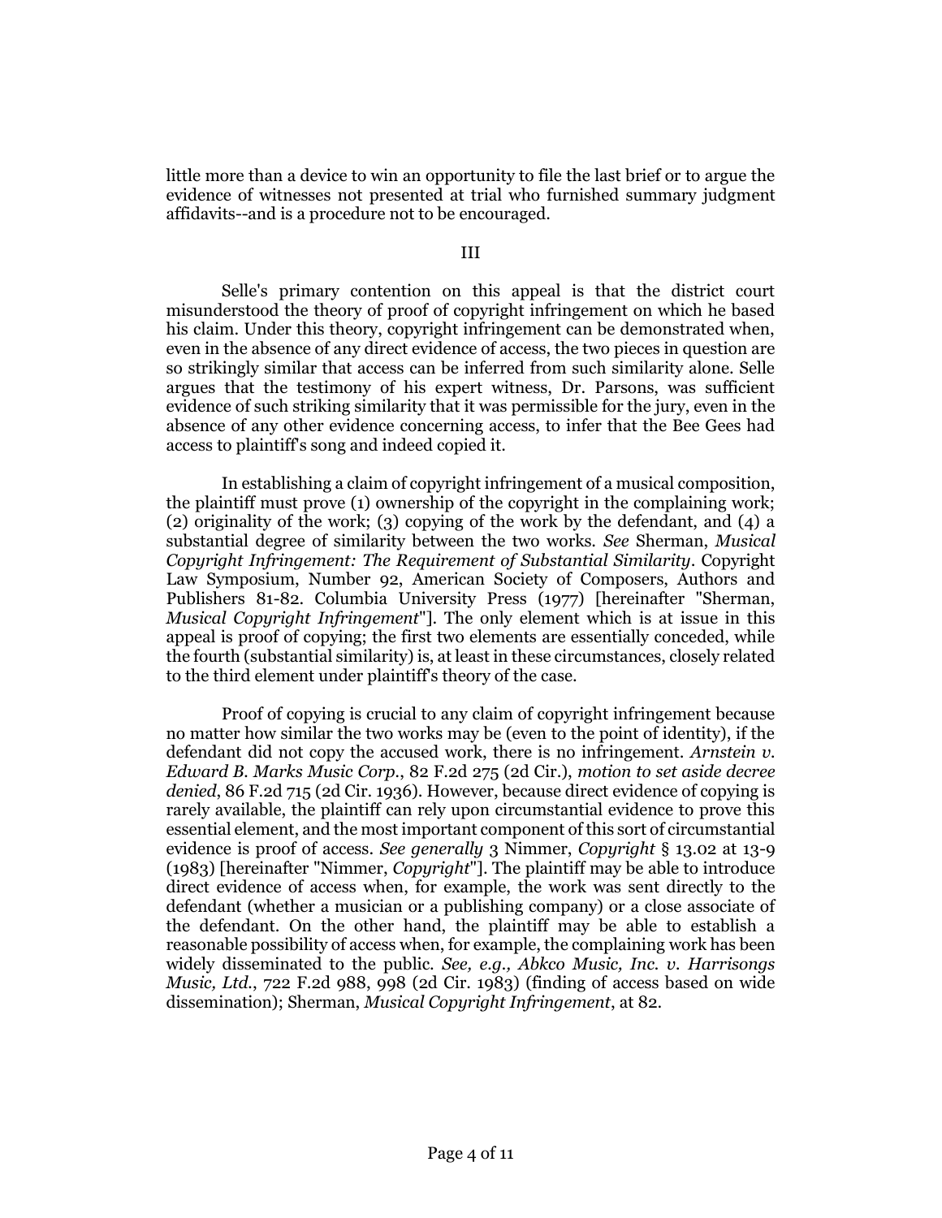little more than a device to win an opportunity to file the last brief or to argue the evidence of witnesses not presented at trial who furnished summary judgment affidavits--and is a procedure not to be encouraged.

III

Selle's primary contention on this appeal is that the district court misunderstood the theory of proof of copyright infringement on which he based his claim. Under this theory, copyright infringement can be demonstrated when, even in the absence of any direct evidence of access, the two pieces in question are so strikingly similar that access can be inferred from such similarity alone. Selle argues that the testimony of his expert witness, Dr. Parsons, was sufficient evidence of such striking similarity that it was permissible for the jury, even in the absence of any other evidence concerning access, to infer that the Bee Gees had access to plaintiff's song and indeed copied it.

In establishing a claim of copyright infringement of a musical composition, the plaintiff must prove (1) ownership of the copyright in the complaining work; (2) originality of the work; (3) copying of the work by the defendant, and (4) a substantial degree of similarity between the two works. *See* Sherman, *Musical Copyright Infringement: The Requirement of Substantial Similarity*. Copyright Law Symposium, Number 92, American Society of Composers, Authors and Publishers 81-82. Columbia University Press (1977) [hereinafter "Sherman, *Musical Copyright Infringement*"]. The only element which is at issue in this appeal is proof of copying; the first two elements are essentially conceded, while the fourth (substantial similarity) is, at least in these circumstances, closely related to the third element under plaintiff's theory of the case.

Proof of copying is crucial to any claim of copyright infringement because no matter how similar the two works may be (even to the point of identity), if the defendant did not copy the accused work, there is no infringement. *Arnstein v. Edward B. Marks Music Corp.*, 82 F.2d 275 (2d Cir.), *motion to set aside decree denied*, 86 F.2d 715 (2d Cir. 1936). However, because direct evidence of copying is rarely available, the plaintiff can rely upon circumstantial evidence to prove this essential element, and the most important component of this sort of circumstantial evidence is proof of access. *See generally* 3 Nimmer, *Copyright* § 13.02 at 13-9 (1983) [hereinafter "Nimmer, *Copyright*"]. The plaintiff may be able to introduce direct evidence of access when, for example, the work was sent directly to the defendant (whether a musician or a publishing company) or a close associate of the defendant. On the other hand, the plaintiff may be able to establish a reasonable possibility of access when, for example, the complaining work has been widely disseminated to the public. *See, e.g., Abkco Music, Inc. v. Harrisongs Music, Ltd.*, 722 F.2d 988, 998 (2d Cir. 1983) (finding of access based on wide dissemination); Sherman, *Musical Copyright Infringement*, at 82.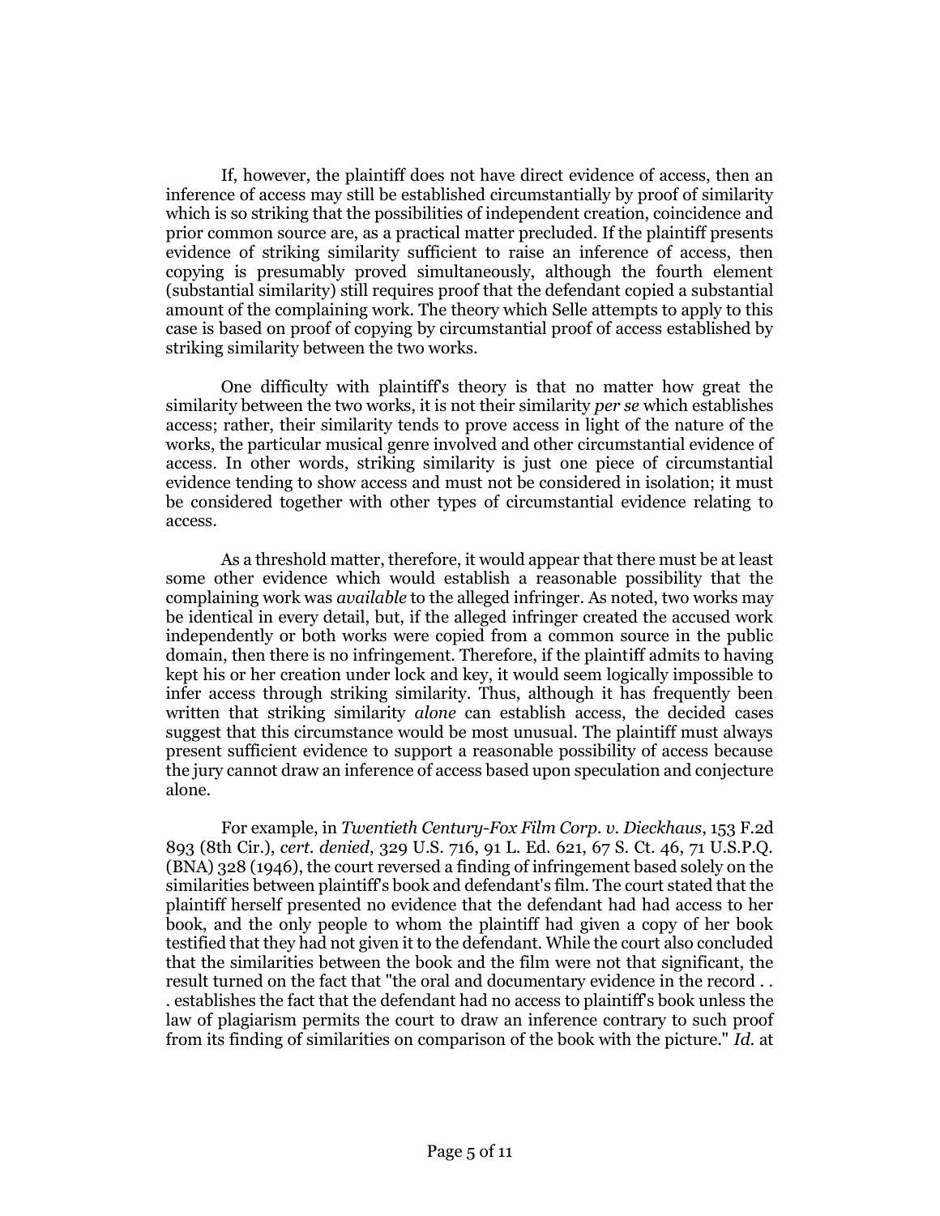If, however, the plaintiff does not have direct evidence of access, then an inference of access may still be established circumstantially by proof of similarity which is so striking that the possibilities of independent creation, coincidence and prior common source are, as a practical matter precluded. If the plaintiff presents evidence of striking similarity sufficient to raise an inference of access, then copying is presumably proved simultaneously, although the fourth element (substantial similarity) still requires proof that the defendant copied a substantial amount of the complaining work. The theory which Selle attempts to apply to this case is based on proof of copying by circumstantial proof of access established by striking similarity between the two works.

One difficulty with plaintiff's theory is that no matter how great the similarity between the two works, it is not their similarity *per se* which establishes access; rather, their similarity tends to prove access in light of the nature of the works, the particular musical genre involved and other circumstantial evidence of access. In other words, striking similarity is just one piece of circumstantial evidence tending to show access and must not be considered in isolation; it must be considered together with other types of circumstantial evidence relating to access.

As a threshold matter, therefore, it would appear that there must be at least some other evidence which would establish a reasonable possibility that the complaining work was *available* to the alleged infringer. As noted, two works may be identical in every detail, but, if the alleged infringer created the accused work independently or both works were copied from a common source in the public domain, then there is no infringement. Therefore, if the plaintiff admits to having kept his or her creation under lock and key, it would seem logically impossible to infer access through striking similarity. Thus, although it has frequently been written that striking similarity *alone* can establish access, the decided cases suggest that this circumstance would be most unusual. The plaintiff must always present sufficient evidence to support a reasonable possibility of access because the jury cannot draw an inference of access based upon speculation and conjecture alone.

For example, in *Twentieth Century-Fox Film Corp. v. Dieckhaus*, 153 F.2d 893 (8th Cir.), *cert. denied*, 329 U.S. 716, 91 L. Ed. 621, 67 S. Ct. 46, 71 U.S.P.Q. (BNA) 328 (1946), the court reversed a finding of infringement based solely on the similarities between plaintiff's book and defendant's film. The court stated that the plaintiff herself presented no evidence that the defendant had had access to her book, and the only people to whom the plaintiff had given a copy of her book testified that they had not given it to the defendant. While the court also concluded that the similarities between the book and the film were not that significant, the result turned on the fact that "the oral and documentary evidence in the record . . . establishes the fact that the defendant had no access to plaintiff's book unless the law of plagiarism permits the court to draw an inference contrary to such proof from its finding of similarities on comparison of the book with the picture." *Id.* at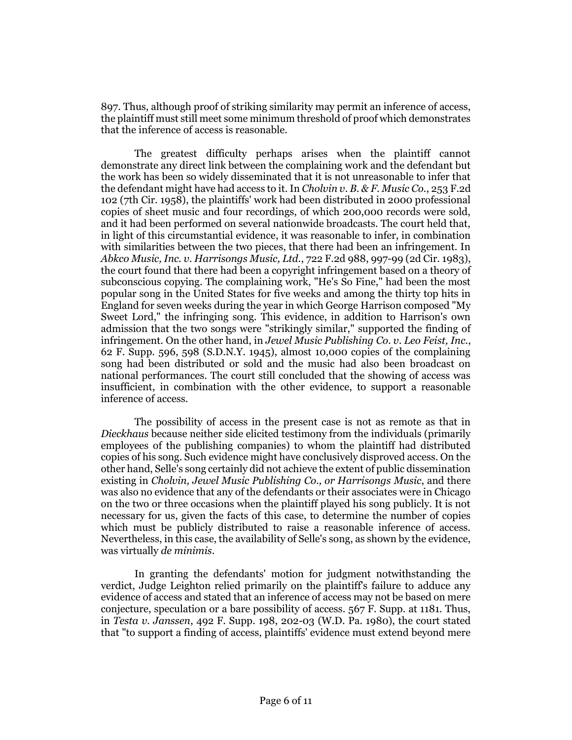897. Thus, although proof of striking similarity may permit an inference of access, the plaintiff must still meet some minimum threshold of proof which demonstrates that the inference of access is reasonable.

The greatest difficulty perhaps arises when the plaintiff cannot demonstrate any direct link between the complaining work and the defendant but the work has been so widely disseminated that it is not unreasonable to infer that the defendant might have had access to it. In *Cholvin v. B. & F. Music Co.*, 253 F.2d 102 (7th Cir. 1958), the plaintiffs' work had been distributed in 2000 professional copies of sheet music and four recordings, of which 200,000 records were sold, and it had been performed on several nationwide broadcasts. The court held that, in light of this circumstantial evidence, it was reasonable to infer, in combination with similarities between the two pieces, that there had been an infringement. In *Abkco Music, Inc. v. Harrisongs Music, Ltd.*, 722 F.2d 988, 997-99 (2d Cir. 1983), the court found that there had been a copyright infringement based on a theory of subconscious copying. The complaining work, "He's So Fine," had been the most popular song in the United States for five weeks and among the thirty top hits in England for seven weeks during the year in which George Harrison composed "My Sweet Lord," the infringing song. This evidence, in addition to Harrison's own admission that the two songs were "strikingly similar," supported the finding of infringement. On the other hand, in *Jewel Music Publishing Co. v. Leo Feist, Inc.*, 62 F. Supp. 596, 598 (S.D.N.Y. 1945), almost 10,000 copies of the complaining song had been distributed or sold and the music had also been broadcast on national performances. The court still concluded that the showing of access was insufficient, in combination with the other evidence, to support a reasonable inference of access.

The possibility of access in the present case is not as remote as that in *Dieckhaus* because neither side elicited testimony from the individuals (primarily employees of the publishing companies) to whom the plaintiff had distributed copies of his song. Such evidence might have conclusively disproved access. On the other hand, Selle's song certainly did not achieve the extent of public dissemination existing in *Cholvin, Jewel Music Publishing Co., or Harrisongs Music*, and there was also no evidence that any of the defendants or their associates were in Chicago on the two or three occasions when the plaintiff played his song publicly. It is not necessary for us, given the facts of this case, to determine the number of copies which must be publicly distributed to raise a reasonable inference of access. Nevertheless, in this case, the availability of Selle's song, as shown by the evidence, was virtually *de minimis*.

In granting the defendants' motion for judgment notwithstanding the verdict, Judge Leighton relied primarily on the plaintiff's failure to adduce any evidence of access and stated that an inference of access may not be based on mere conjecture, speculation or a bare possibility of access. 567 F. Supp. at 1181. Thus, in *Testa v. Janssen*, 492 F. Supp. 198, 202-03 (W.D. Pa. 1980), the court stated that "to support a finding of access, plaintiffs' evidence must extend beyond mere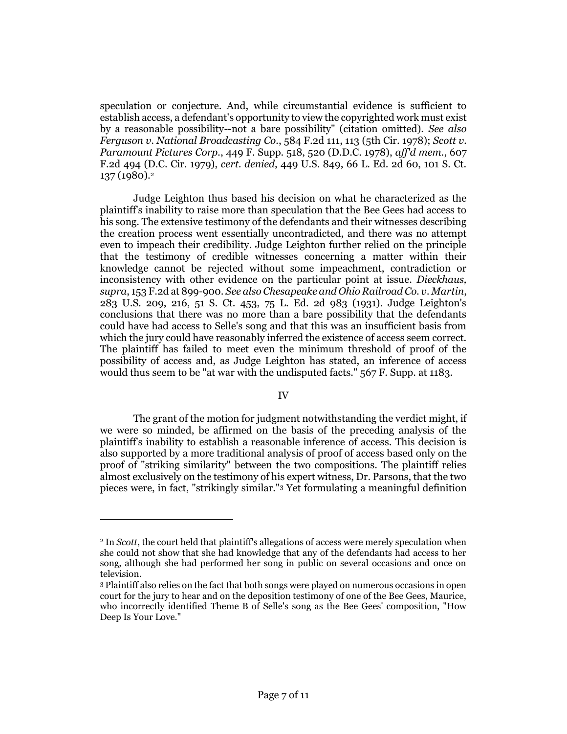speculation or conjecture. And, while circumstantial evidence is sufficient to establish access, a defendant's opportunity to view the copyrighted work must exist by a reasonable possibility--not a bare possibility" (citation omitted). *See also Ferguson v. National Broadcasting Co.*, 584 F.2d 111, 113 (5th Cir. 1978); *Scott v. Paramount Pictures Corp.*, 449 F. Supp. 518, 520 (D.D.C. 1978), *aff'd mem.*, 607 F.2d 494 (D.C. Cir. 1979), *cert. denied*, 449 U.S. 849, 66 L. Ed. 2d 60, 101 S. Ct. 137 (1980).[2]

Judge Leighton thus based his decision on what he characterized as the plaintiff's inability to raise more than speculation that the Bee Gees had access to his song. The extensive testimony of the defendants and their witnesses describing the creation process went essentially uncontradicted, and there was no attempt even to impeach their credibility. Judge Leighton further relied on the principle that the testimony of credible witnesses concerning a matter within their knowledge cannot be rejected without some impeachment, contradiction or inconsistency with other evidence on the particular point at issue. *Dieckhaus, supra*, 153 F.2d at 899-900. *See also Chesapeake and Ohio Railroad Co. v. Martin*, 283 U.S. 209, 216, 51 S. Ct. 453, 75 L. Ed. 2d 983 (1931). Judge Leighton's conclusions that there was no more than a bare possibility that the defendants could have had access to Selle's song and that this was an insufficient basis from which the jury could have reasonably inferred the existence of access seem correct. The plaintiff has failed to meet even the minimum threshold of proof of the possibility of access and, as Judge Leighton has stated, an inference of access would thus seem to be "at war with the undisputed facts." 567 F. Supp. at 1183.

## IV

The grant of the motion for judgment notwithstanding the verdict might, if we were so minded, be affirmed on the basis of the preceding analysis of the plaintiff's inability to establish a reasonable inference of access. This decision is also supported by a more traditional analysis of proof of access based only on the proof of "striking similarity" between the two compositions. The plaintiff relies almost exclusively on the testimony of his expert witness, Dr. Parsons, that the two pieces were, in fact, "strikingly similar."[3] Yet formulating a meaningful definition

---

[2] In *Scott*, the court held that plaintiff's allegations of access were merely speculation when she could not show that she had knowledge that any of the defendants had access to her song, although she had performed her song in public on several occasions and once on television.

[3] Plaintiff also relies on the fact that both songs were played on numerous occasions in open court for the jury to hear and on the deposition testimony of one of the Bee Gees, Maurice, who incorrectly identified Theme B of Selle's song as the Bee Gees' composition, "How Deep Is Your Love."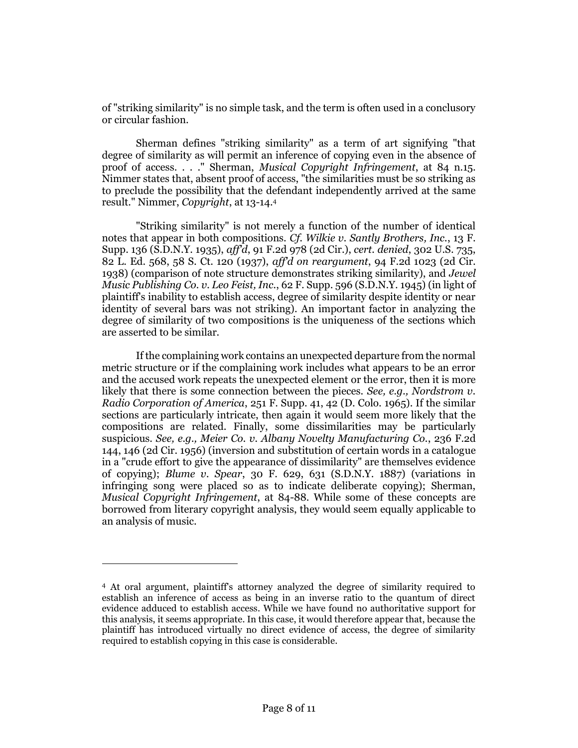of "striking similarity" is no simple task, and the term is often used in a conclusory or circular fashion.

Sherman defines "striking similarity" as a term of art signifying "that degree of similarity as will permit an inference of copying even in the absence of proof of access. . . ." Sherman, *Musical Copyright Infringement*, at 84 n.15. Nimmer states that, absent proof of access, "the similarities must be so striking as to preclude the possibility that the defendant independently arrived at the same result." Nimmer, *Copyright*, at 13-14.[4]

"Striking similarity" is not merely a function of the number of identical notes that appear in both compositions. *Cf. Wilkie v. Santly Brothers, Inc.*, 13 F. Supp. 136 (S.D.N.Y. 1935), *aff'd*, 91 F.2d 978 (2d Cir.), *cert. denied*, 302 U.S. 735, 82 L. Ed. 568, 58 S. Ct. 120 (1937), *aff'd on reargument*, 94 F.2d 1023 (2d Cir. 1938) (comparison of note structure demonstrates striking similarity), and *Jewel Music Publishing Co. v. Leo Feist, Inc.*, 62 F. Supp. 596 (S.D.N.Y. 1945) (in light of plaintiff's inability to establish access, degree of similarity despite identity or near identity of several bars was not striking). An important factor in analyzing the degree of similarity of two compositions is the uniqueness of the sections which are asserted to be similar.

If the complaining work contains an unexpected departure from the normal metric structure or if the complaining work includes what appears to be an error and the accused work repeats the unexpected element or the error, then it is more likely that there is some connection between the pieces. *See, e.g., Nordstrom v. Radio Corporation of America*, 251 F. Supp. 41, 42 (D. Colo. 1965). If the similar sections are particularly intricate, then again it would seem more likely that the compositions are related. Finally, some dissimilarities may be particularly suspicious. *See, e.g., Meier Co. v. Albany Novelty Manufacturing Co.*, 236 F.2d 144, 146 (2d Cir. 1956) (inversion and substitution of certain words in a catalogue in a "crude effort to give the appearance of dissimilarity" are themselves evidence of copying); *Blume v. Spear*, 30 F. 629, 631 (S.D.N.Y. 1887) (variations in infringing song were placed so as to indicate deliberate copying); Sherman, *Musical Copyright Infringement*, at 84-88. While some of these concepts are borrowed from literary copyright analysis, they would seem equally applicable to an analysis of music.

---

[4] At oral argument, plaintiff's attorney analyzed the degree of similarity required to establish an inference of access as being in an inverse ratio to the quantum of direct evidence adduced to establish access. While we have found no authoritative support for this analysis, it seems appropriate. In this case, it would therefore appear that, because the plaintiff has introduced virtually no direct evidence of access, the degree of similarity required to establish copying in this case is considerable.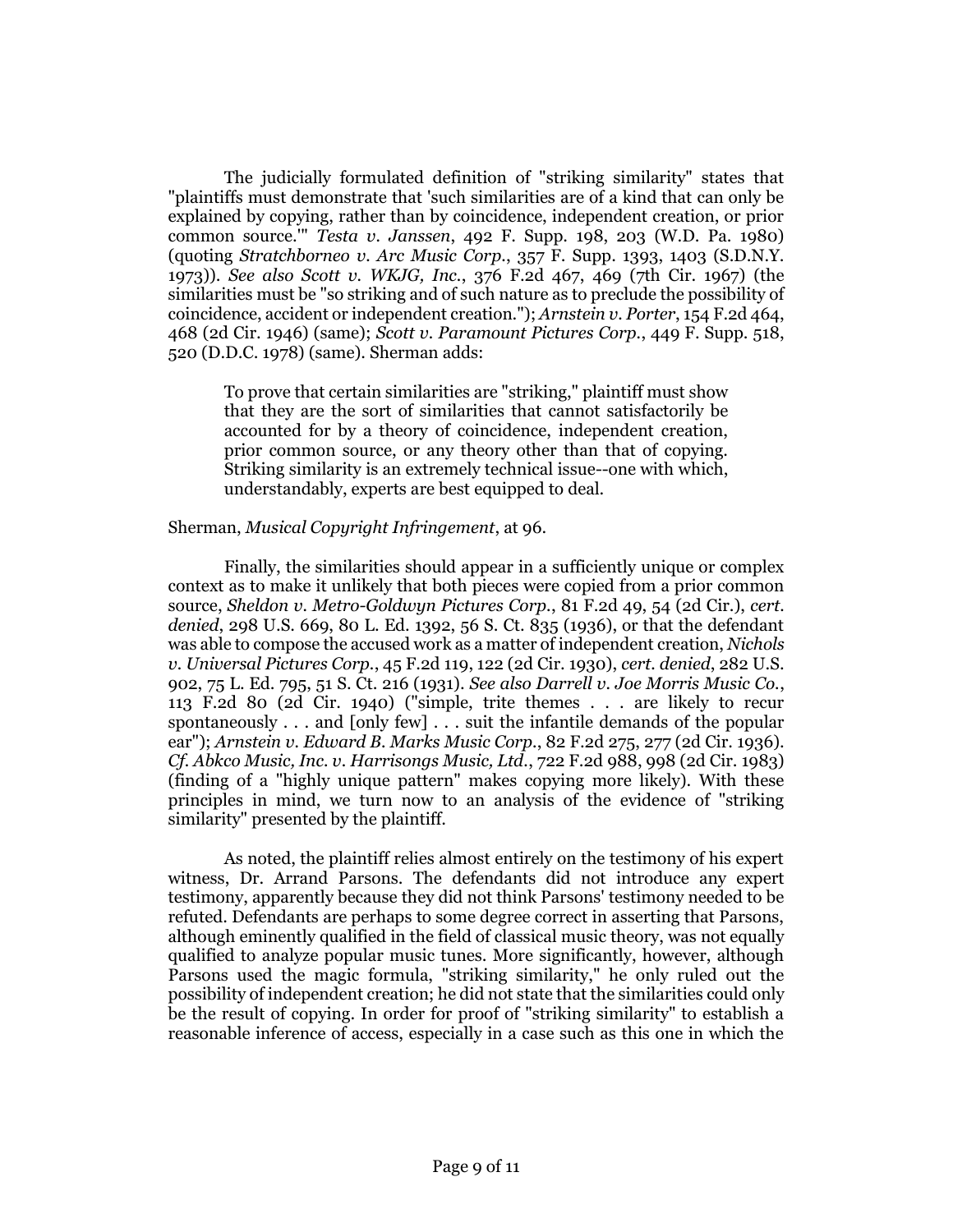The judicially formulated definition of "striking similarity" states that "plaintiffs must demonstrate that 'such similarities are of a kind that can only be explained by copying, rather than by coincidence, independent creation, or prior common source.'" *Testa v. Janssen*, 492 F. Supp. 198, 203 (W.D. Pa. 1980) (quoting *Stratchborneo v. Arc Music Corp.*, 357 F. Supp. 1393, 1403 (S.D.N.Y. 1973)). *See also Scott v. WKJG, Inc.*, 376 F.2d 467, 469 (7th Cir. 1967) (the similarities must be "so striking and of such nature as to preclude the possibility of coincidence, accident or independent creation."); *Arnstein v. Porter*, 154 F.2d 464, 468 (2d Cir. 1946) (same); *Scott v. Paramount Pictures Corp.*, 449 F. Supp. 518, 520 (D.D.C. 1978) (same). Sherman adds:

> To prove that certain similarities are "striking," plaintiff must show that they are the sort of similarities that cannot satisfactorily be accounted for by a theory of coincidence, independent creation, prior common source, or any theory other than that of copying. Striking similarity is an extremely technical issue--one with which, understandably, experts are best equipped to deal.

Sherman, *Musical Copyright Infringement*, at 96.

Finally, the similarities should appear in a sufficiently unique or complex context as to make it unlikely that both pieces were copied from a prior common source, *Sheldon v. Metro-Goldwyn Pictures Corp.*, 81 F.2d 49, 54 (2d Cir.), *cert. denied*, 298 U.S. 669, 80 L. Ed. 1392, 56 S. Ct. 835 (1936), or that the defendant was able to compose the accused work as a matter of independent creation, *Nichols v. Universal Pictures Corp.*, 45 F.2d 119, 122 (2d Cir. 1930), *cert. denied*, 282 U.S. 902, 75 L. Ed. 795, 51 S. Ct. 216 (1931). *See also Darrell v. Joe Morris Music Co.*, 113 F.2d 80 (2d Cir. 1940) ("simple, trite themes . . . are likely to recur spontaneously . . . and [only few] . . . suit the infantile demands of the popular ear"); *Arnstein v. Edward B. Marks Music Corp.*, 82 F.2d 275, 277 (2d Cir. 1936). *Cf. Abkco Music, Inc. v. Harrisongs Music, Ltd.*, 722 F.2d 988, 998 (2d Cir. 1983) (finding of a "highly unique pattern" makes copying more likely). With these principles in mind, we turn now to an analysis of the evidence of "striking similarity" presented by the plaintiff.

As noted, the plaintiff relies almost entirely on the testimony of his expert witness, Dr. Arrand Parsons. The defendants did not introduce any expert testimony, apparently because they did not think Parsons' testimony needed to be refuted. Defendants are perhaps to some degree correct in asserting that Parsons, although eminently qualified in the field of classical music theory, was not equally qualified to analyze popular music tunes. More significantly, however, although Parsons used the magic formula, "striking similarity," he only ruled out the possibility of independent creation; he did not state that the similarities could only be the result of copying. In order for proof of "striking similarity" to establish a reasonable inference of access, especially in a case such as this one in which the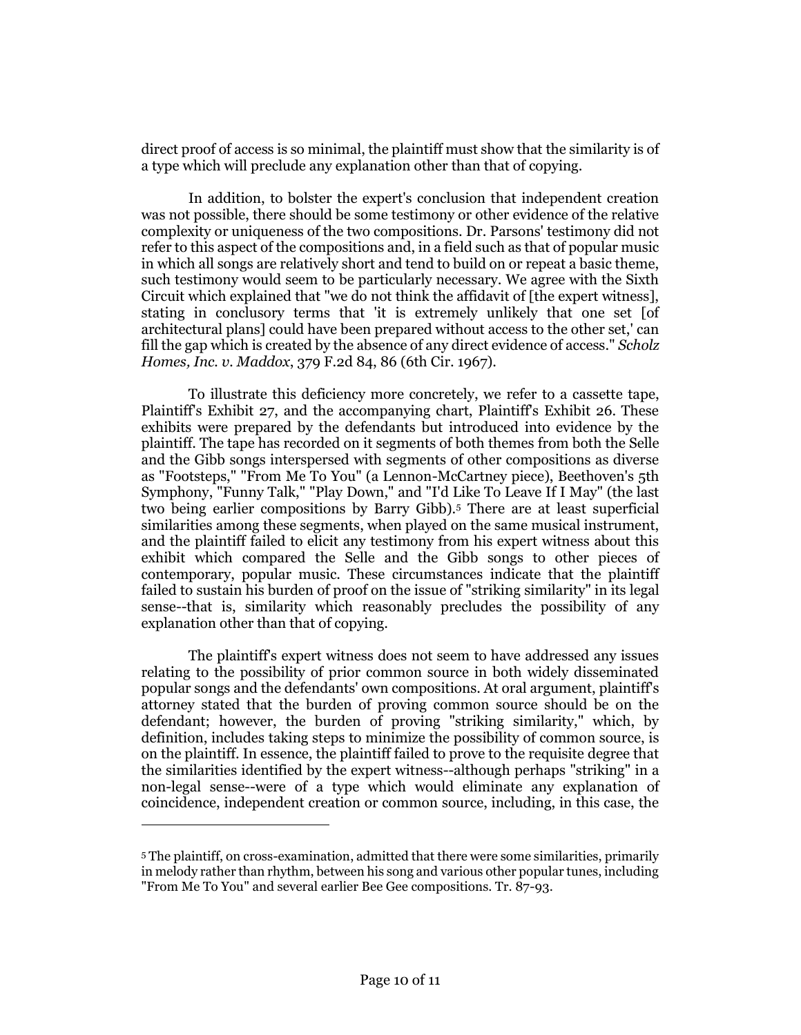direct proof of access is so minimal, the plaintiff must show that the similarity is of a type which will preclude any explanation other than that of copying.

In addition, to bolster the expert's conclusion that independent creation was not possible, there should be some testimony or other evidence of the relative complexity or uniqueness of the two compositions. Dr. Parsons' testimony did not refer to this aspect of the compositions and, in a field such as that of popular music in which all songs are relatively short and tend to build on or repeat a basic theme, such testimony would seem to be particularly necessary. We agree with the Sixth Circuit which explained that "we do not think the affidavit of [the expert witness], stating in conclusory terms that 'it is extremely unlikely that one set [of architectural plans] could have been prepared without access to the other set,' can fill the gap which is created by the absence of any direct evidence of access." *Scholz Homes, Inc. v. Maddox*, 379 F.2d 84, 86 (6th Cir. 1967).

To illustrate this deficiency more concretely, we refer to a cassette tape, Plaintiff's Exhibit 27, and the accompanying chart, Plaintiff's Exhibit 26. These exhibits were prepared by the defendants but introduced into evidence by the plaintiff. The tape has recorded on it segments of both themes from both the Selle and the Gibb songs interspersed with segments of other compositions as diverse as "Footsteps," "From Me To You" (a Lennon-McCartney piece), Beethoven's 5th Symphony, "Funny Talk," "Play Down," and "I'd Like To Leave If I May" (the last two being earlier compositions by Barry Gibb).[5] There are at least superficial similarities among these segments, when played on the same musical instrument, and the plaintiff failed to elicit any testimony from his expert witness about this exhibit which compared the Selle and the Gibb songs to other pieces of contemporary, popular music. These circumstances indicate that the plaintiff failed to sustain his burden of proof on the issue of "striking similarity" in its legal sense--that is, similarity which reasonably precludes the possibility of any explanation other than that of copying.

The plaintiff's expert witness does not seem to have addressed any issues relating to the possibility of prior common source in both widely disseminated popular songs and the defendants' own compositions. At oral argument, plaintiff's attorney stated that the burden of proving common source should be on the defendant; however, the burden of proving "striking similarity," which, by definition, includes taking steps to minimize the possibility of common source, is on the plaintiff. In essence, the plaintiff failed to prove to the requisite degree that the similarities identified by the expert witness--although perhaps "striking" in a non-legal sense--were of a type which would eliminate any explanation of coincidence, independent creation or common source, including, in this case, the

---

[5] The plaintiff, on cross-examination, admitted that there were some similarities, primarily in melody rather than rhythm, between his song and various other popular tunes, including "From Me To You" and several earlier Bee Gee compositions. Tr. 87-93.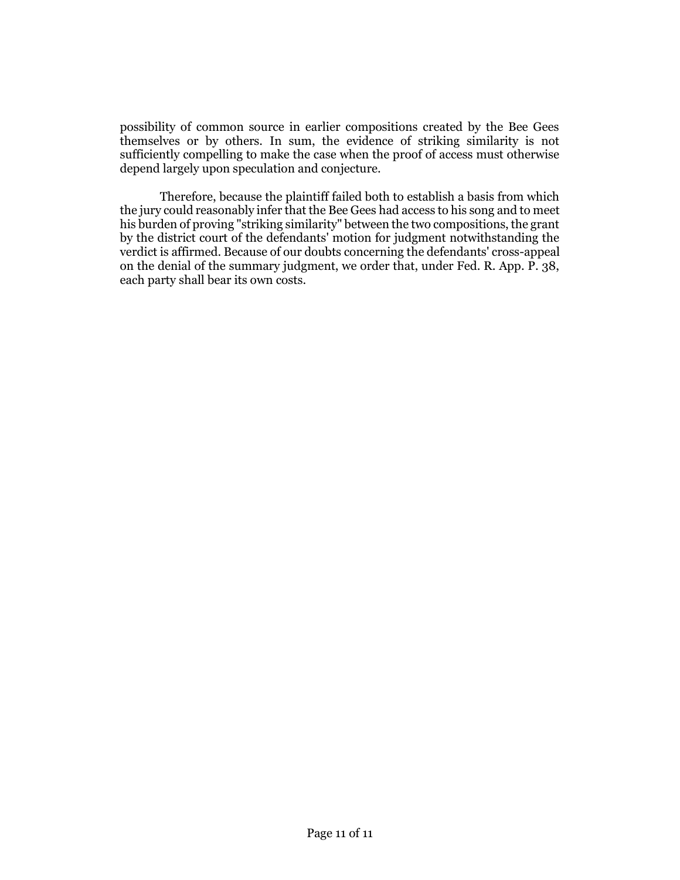possibility of common source in earlier compositions created by the Bee Gees themselves or by others. In sum, the evidence of striking similarity is not sufficiently compelling to make the case when the proof of access must otherwise depend largely upon speculation and conjecture.

Therefore, because the plaintiff failed both to establish a basis from which the jury could reasonably infer that the Bee Gees had access to his song and to meet his burden of proving "striking similarity" between the two compositions, the grant by the district court of the defendants' motion for judgment notwithstanding the verdict is affirmed. Because of our doubts concerning the defendants' cross-appeal on the denial of the summary judgment, we order that, under Fed. R. App. P. 38, each party shall bear its own costs.